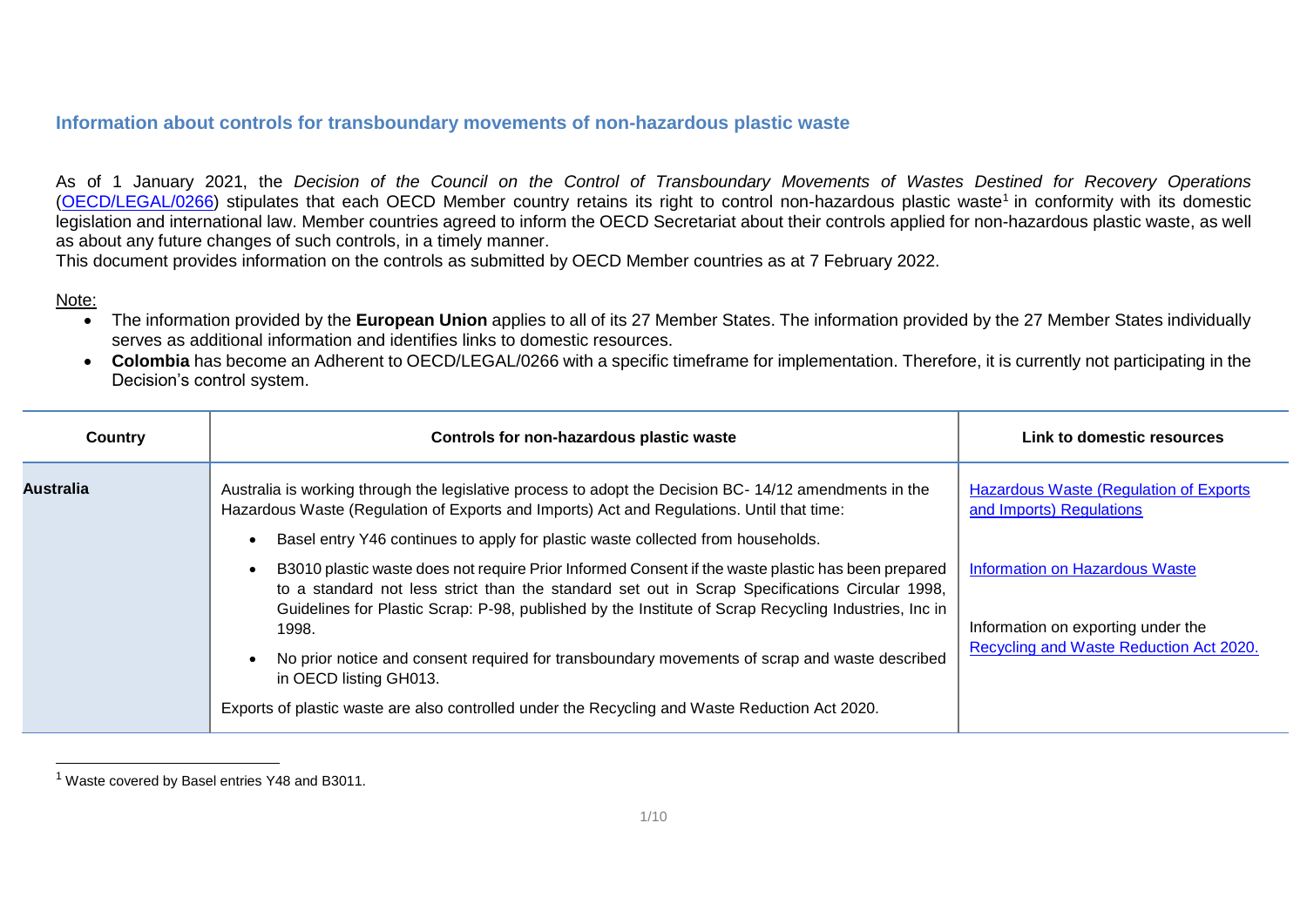## Information about controls for transboundary movements of non-hazardous plastic waste

As of 1 January 2021, the *Decision of the Council on the Control of Transboundary Movements of Wastes Destined for Recovery Operations* (OECD/LEGAL/0266) stipulates that each OECD Member country retains its right to control non-hazardous plastic waste[1] in conformity with its domestic legislation and international law. Member countries agreed to inform the OECD Secretariat about their controls applied for non-hazardous plastic waste, as well as about any future changes of such controls, in a timely manner.
This document provides information on the controls as submitted by OECD Member countries as at 7 February 2022.

Note:

- The information provided by the **European Union** applies to all of its 27 Member States. The information provided by the 27 Member States individually serves as additional information and identifies links to domestic resources.
- **Colombia** has become an Adherent to OECD/LEGAL/0266 with a specific timeframe for implementation. Therefore, it is currently not participating in the Decision's control system.

| Country | Controls for non-hazardous plastic waste | Link to domestic resources |
|---|---|---|
| **Australia** | Australia is working through the legislative process to adopt the Decision BC- 14/12 amendments in the Hazardous Waste (Regulation of Exports and Imports) Act and Regulations. Until that time:<br>• Basel entry Y46 continues to apply for plastic waste collected from households.<br>• B3010 plastic waste does not require Prior Informed Consent if the waste plastic has been prepared to a standard not less strict than the standard set out in Scrap Specifications Circular 1998, Guidelines for Plastic Scrap: P-98, published by the Institute of Scrap Recycling Industries, Inc in 1998.<br>• No prior notice and consent required for transboundary movements of scrap and waste described in OECD listing GH013.<br><br>Exports of plastic waste are also controlled under the Recycling and Waste Reduction Act 2020. | Hazardous Waste (Regulation of Exports and Imports) Regulations<br><br>Information on Hazardous Waste<br><br>Information on exporting under the Recycling and Waste Reduction Act 2020. |

[1] Waste covered by Basel entries Y48 and B3011.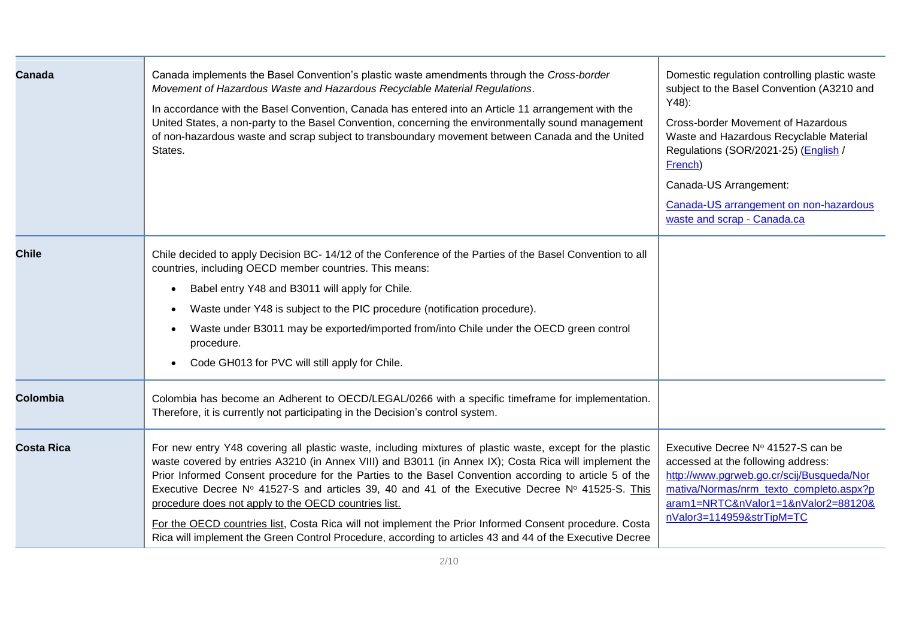| | | |
|---|---|---|
| **Canada** | Canada implements the Basel Convention's plastic waste amendments through the *Cross-border Movement of Hazardous Waste and Hazardous Recyclable Material Regulations*.<br>In accordance with the Basel Convention, Canada has entered into an Article 11 arrangement with the United States, a non-party to the Basel Convention, concerning the environmentally sound management of non-hazardous waste and scrap subject to transboundary movement between Canada and the United States. | Domestic regulation controlling plastic waste subject to the Basel Convention (A3210 and Y48):<br>Cross-border Movement of Hazardous Waste and Hazardous Recyclable Material Regulations (SOR/2021-25) (English / French)<br>Canada-US Arrangement:<br>Canada-US arrangement on non-hazardous waste and scrap - Canada.ca |
| **Chile** | Chile decided to apply Decision BC- 14/12 of the Conference of the Parties of the Basel Convention to all countries, including OECD member countries. This means:<br>• Babel entry Y48 and B3011 will apply for Chile.<br>• Waste under Y48 is subject to the PIC procedure (notification procedure).<br>• Waste under B3011 may be exported/imported from/into Chile under the OECD green control procedure.<br>• Code GH013 for PVC will still apply for Chile. | |
| **Colombia** | Colombia has become an Adherent to OECD/LEGAL/0266 with a specific timeframe for implementation. Therefore, it is currently not participating in the Decision's control system. | |
| **Costa Rica** | For new entry Y48 covering all plastic waste, including mixtures of plastic waste, except for the plastic waste covered by entries A3210 (in Annex VIII) and B3011 (in Annex IX); Costa Rica will implement the Prior Informed Consent procedure for the Parties to the Basel Convention according to article 5 of the Executive Decree Nº 41527-S and articles 39, 40 and 41 of the Executive Decree Nº 41525-S. <u>This procedure does not apply to the OECD countries list.</u><br><u>For the OECD countries list</u>, Costa Rica will not implement the Prior Informed Consent procedure. Costa Rica will implement the Green Control Procedure, according to articles 43 and 44 of the Executive Decree | Executive Decree Nº 41527-S can be accessed at the following address: http://www.pgrweb.go.cr/scij/Busqueda/Normativa/Normas/nrm_texto_completo.aspx?param1=NRTC&nValor1=1&nValor2=88120&nValor3=114959&strTipM=TC |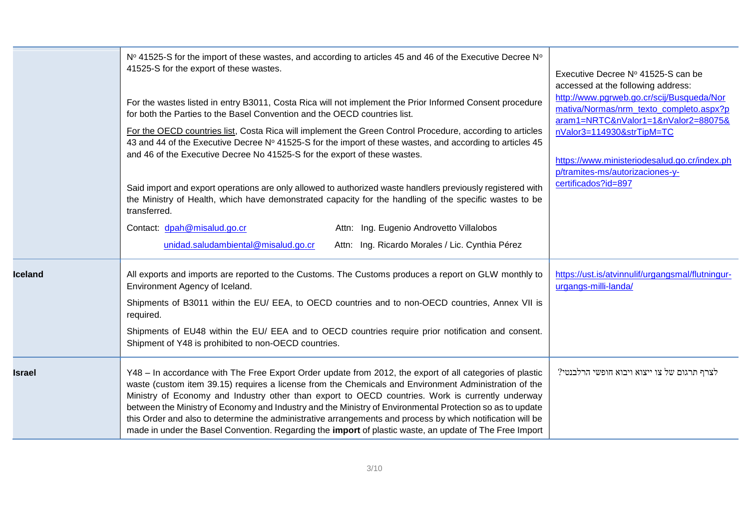| | | |
|---|---|---|
| | Nº 41525-S for the import of these wastes, and according to articles 45 and 46 of the Executive Decree Nº 41525-S for the export of these wastes.<br><br>For the wastes listed in entry B3011, Costa Rica will not implement the Prior Informed Consent procedure for both the Parties to the Basel Convention and the OECD countries list.<br><br>For the OECD countries list, Costa Rica will implement the Green Control Procedure, according to articles 43 and 44 of the Executive Decree Nº 41525-S for the import of these wastes, and according to articles 45 and 46 of the Executive Decree No 41525-S for the export of these wastes.<br><br>Said import and export operations are only allowed to authorized waste handlers previously registered with the Ministry of Health, which have demonstrated capacity for the handling of the specific wastes to be transferred.<br><br>Contact: dpah@misalud.go.cr Attn: Ing. Eugenio Androvetto Villalobos<br>unidad.saludambiental@misalud.go.cr Attn: Ing. Ricardo Morales / Lic. Cynthia Pérez | Executive Decree Nº 41525-S can be accessed at the following address: http://www.pgrweb.go.cr/scij/Busqueda/Normativa/Normas/nrm_texto_completo.aspx?param1=NRTC&nValor1=1&nValor2=88075&nValor3=114930&strTipM=TC<br><br>https://www.ministeriodesalud.go.cr/index.php/tramites-ms/autorizaciones-y-certificados?id=897 |
| **Iceland** | All exports and imports are reported to the Customs. The Customs produces a report on GLW monthly to Environment Agency of Iceland.<br><br>Shipments of B3011 within the EU/ EEA, to OECD countries and to non-OECD countries, Annex VII is required.<br><br>Shipments of EU48 within the EU/ EEA and to OECD countries require prior notification and consent. Shipment of Y48 is prohibited to non-OECD countries. | https://ust.is/atvinnulif/urgangsmal/flutningur-urgangs-milli-landa/ |
| **Israel** | Y48 – In accordance with The Free Export Order update from 2012, the export of all categories of plastic waste (custom item 39.15) requires a license from the Chemicals and Environment Administration of the Ministry of Economy and Industry other than export to OECD countries. Work is currently underway between the Ministry of Economy and Industry and the Ministry of Environmental Protection so as to update this Order and also to determine the administrative arrangements and process by which notification will be made in under the Basel Convention. Regarding the **import** of plastic waste, an update of The Free Import | לצרף תרגום של צו ייצוא ויבוא חופשי הרלבנטי? |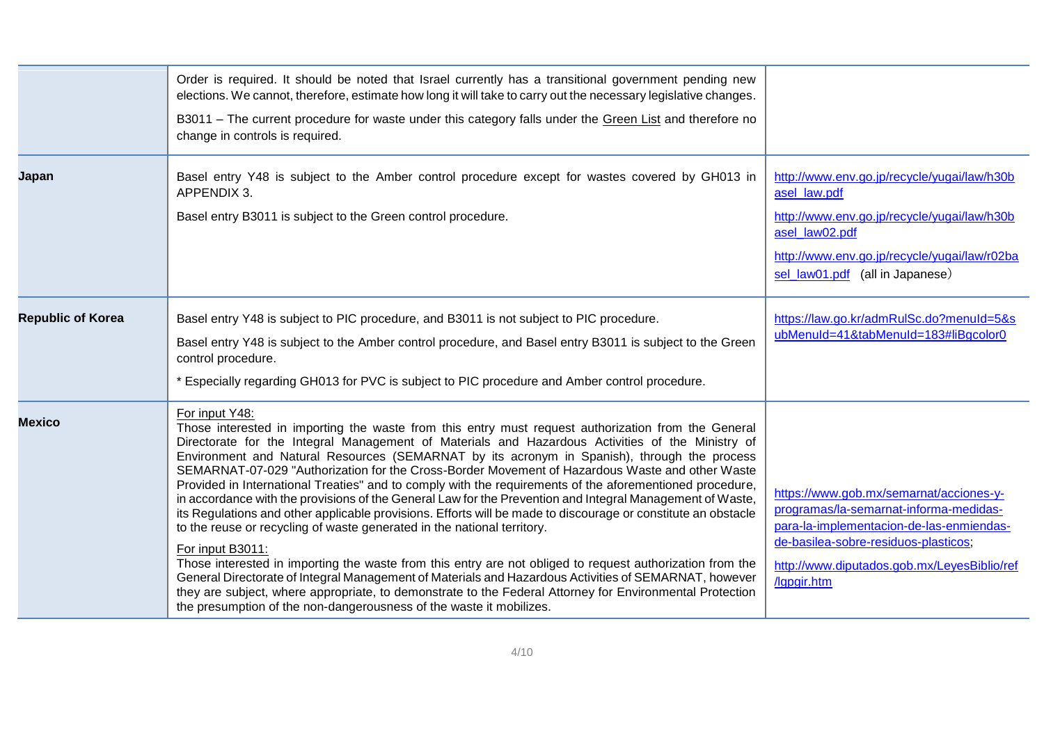| | | |
|---|---|---|
| | Order is required. It should be noted that Israel currently has a transitional government pending new elections. We cannot, therefore, estimate how long it will take to carry out the necessary legislative changes.<br><br>B3011 – The current procedure for waste under this category falls under the Green List and therefore no change in controls is required. | |
| **Japan** | Basel entry Y48 is subject to the Amber control procedure except for wastes covered by GH013 in APPENDIX 3.<br><br>Basel entry B3011 is subject to the Green control procedure. | http://www.env.go.jp/recycle/yugai/law/h30basel_law.pdf<br><br>http://www.env.go.jp/recycle/yugai/law/h30basel_law02.pdf<br><br>http://www.env.go.jp/recycle/yugai/law/r02basel_law01.pdf (all in Japanese) |
| **Republic of Korea** | Basel entry Y48 is subject to PIC procedure, and B3011 is not subject to PIC procedure.<br><br>Basel entry Y48 is subject to the Amber control procedure, and Basel entry B3011 is subject to the Green control procedure.<br><br>* Especially regarding GH013 for PVC is subject to PIC procedure and Amber control procedure. | https://law.go.kr/admRulSc.do?menuId=5&subMenuId=41&tabMenuId=183#liBgcolor0 |
| **Mexico** | For input Y48:<br>Those interested in importing the waste from this entry must request authorization from the General Directorate for the Integral Management of Materials and Hazardous Activities of the Ministry of Environment and Natural Resources (SEMARNAT by its acronym in Spanish), through the process SEMARNAT-07-029 "Authorization for the Cross-Border Movement of Hazardous Waste and other Waste Provided in International Treaties" and to comply with the requirements of the aforementioned procedure, in accordance with the provisions of the General Law for the Prevention and Integral Management of Waste, its Regulations and other applicable provisions. Efforts will be made to discourage or constitute an obstacle to the reuse or recycling of waste generated in the national territory.<br><br>For input B3011:<br>Those interested in importing the waste from this entry are not obliged to request authorization from the General Directorate of Integral Management of Materials and Hazardous Activities of SEMARNAT, however they are subject, where appropriate, to demonstrate to the Federal Attorney for Environmental Protection the presumption of the non-dangerousness of the waste it mobilizes. | https://www.gob.mx/semarnat/acciones-y-programas/la-semarnat-informa-medidas-para-la-implementacion-de-las-enmiendas-de-basilea-sobre-residuos-plasticos;<br><br>http://www.diputados.gob.mx/LeyesBiblio/ref/lgpgir.htm |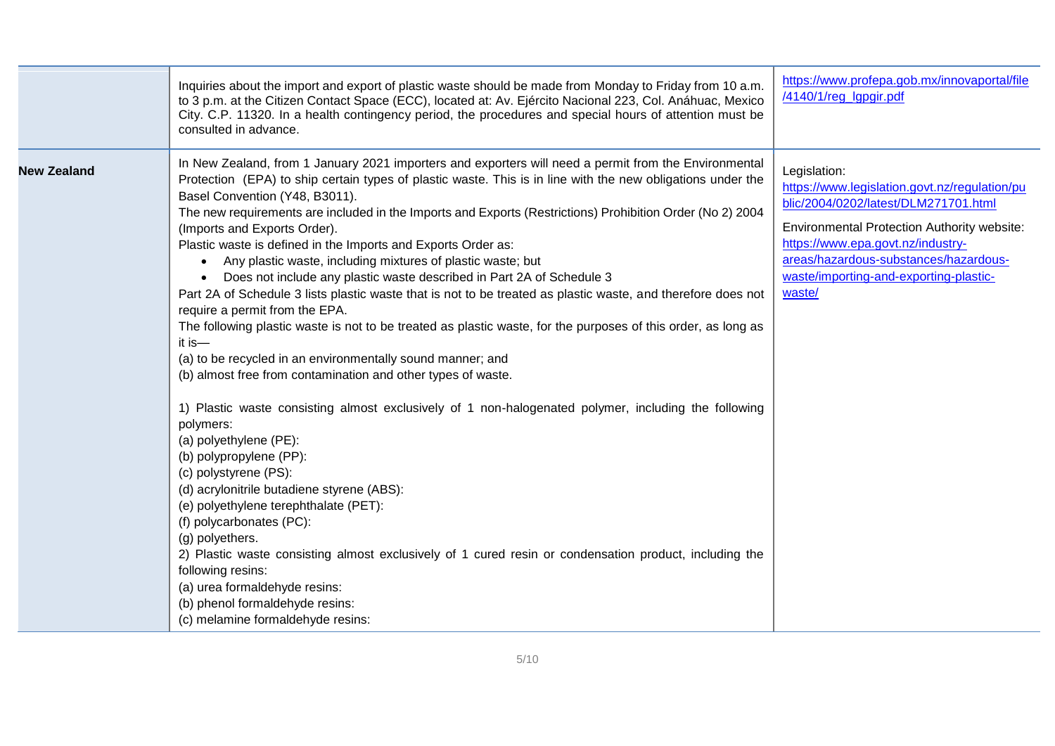| | | |
|---|---|---|
| | Inquiries about the import and export of plastic waste should be made from Monday to Friday from 10 a.m. to 3 p.m. at the Citizen Contact Space (ECC), located at: Av. Ejército Nacional 223, Col. Anáhuac, Mexico City. C.P. 11320. In a health contingency period, the procedures and special hours of attention must be consulted in advance. | https://www.profepa.gob.mx/innovaportal/file/4140/1/reg_lgpgir.pdf |
| **New Zealand** | In New Zealand, from 1 January 2021 importers and exporters will need a permit from the Environmental Protection (EPA) to ship certain types of plastic waste. This is in line with the new obligations under the Basel Convention (Y48, B3011).<br>The new requirements are included in the Imports and Exports (Restrictions) Prohibition Order (No 2) 2004 (Imports and Exports Order).<br>Plastic waste is defined in the Imports and Exports Order as:<br>• Any plastic waste, including mixtures of plastic waste; but<br>• Does not include any plastic waste described in Part 2A of Schedule 3<br>Part 2A of Schedule 3 lists plastic waste that is not to be treated as plastic waste, and therefore does not require a permit from the EPA.<br>The following plastic waste is not to be treated as plastic waste, for the purposes of this order, as long as it is—<br>(a) to be recycled in an environmentally sound manner; and<br>(b) almost free from contamination and other types of waste.<br><br>1) Plastic waste consisting almost exclusively of 1 non-halogenated polymer, including the following polymers:<br>(a) polyethylene (PE):<br>(b) polypropylene (PP):<br>(c) polystyrene (PS):<br>(d) acrylonitrile butadiene styrene (ABS):<br>(e) polyethylene terephthalate (PET):<br>(f) polycarbonates (PC):<br>(g) polyethers.<br>2) Plastic waste consisting almost exclusively of 1 cured resin or condensation product, including the following resins:<br>(a) urea formaldehyde resins:<br>(b) phenol formaldehyde resins:<br>(c) melamine formaldehyde resins: | Legislation:<br>https://www.legislation.govt.nz/regulation/public/2004/0202/latest/DLM271701.html<br><br>Environmental Protection Authority website:<br>https://www.epa.govt.nz/industry-areas/hazardous-substances/hazardous-waste/importing-and-exporting-plastic-waste/ |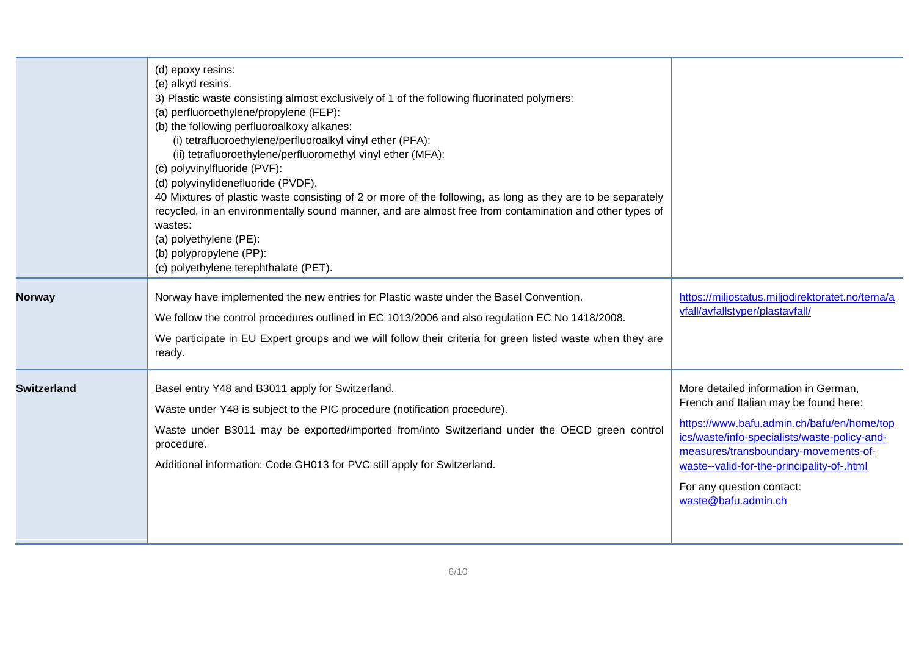| | | |
|---|---|---|
| | (d) epoxy resins:<br>(e) alkyd resins.<br>3) Plastic waste consisting almost exclusively of 1 of the following fluorinated polymers:<br>(a) perfluoroethylene/propylene (FEP):<br>(b) the following perfluoroalkoxy alkanes:<br>(i) tetrafluoroethylene/perfluoroalkyl vinyl ether (PFA):<br>(ii) tetrafluoroethylene/perfluoromethyl vinyl ether (MFA):<br>(c) polyvinylfluoride (PVF):<br>(d) polyvinylidenefluoride (PVDF).<br>40 Mixtures of plastic waste consisting of 2 or more of the following, as long as they are to be separately recycled, in an environmentally sound manner, and are almost free from contamination and other types of wastes:<br>(a) polyethylene (PE):<br>(b) polypropylene (PP):<br>(c) polyethylene terephthalate (PET). | |
| **Norway** | Norway have implemented the new entries for Plastic waste under the Basel Convention.<br>We follow the control procedures outlined in EC 1013/2006 and also regulation EC No 1418/2008.<br>We participate in EU Expert groups and we will follow their criteria for green listed waste when they are ready. | https://miljostatus.miljodirektoratet.no/tema/avfall/avfallstyper/plastavfall/ |
| **Switzerland** | Basel entry Y48 and B3011 apply for Switzerland.<br>Waste under Y48 is subject to the PIC procedure (notification procedure).<br>Waste under B3011 may be exported/imported from/into Switzerland under the OECD green control procedure.<br>Additional information: Code GH013 for PVC still apply for Switzerland. | More detailed information in German, French and Italian may be found here:<br>https://www.bafu.admin.ch/bafu/en/home/topics/waste/info-specialists/waste-policy-and-measures/transboundary-movements-of-waste--valid-for-the-principality-of-.html<br>For any question contact: waste@bafu.admin.ch |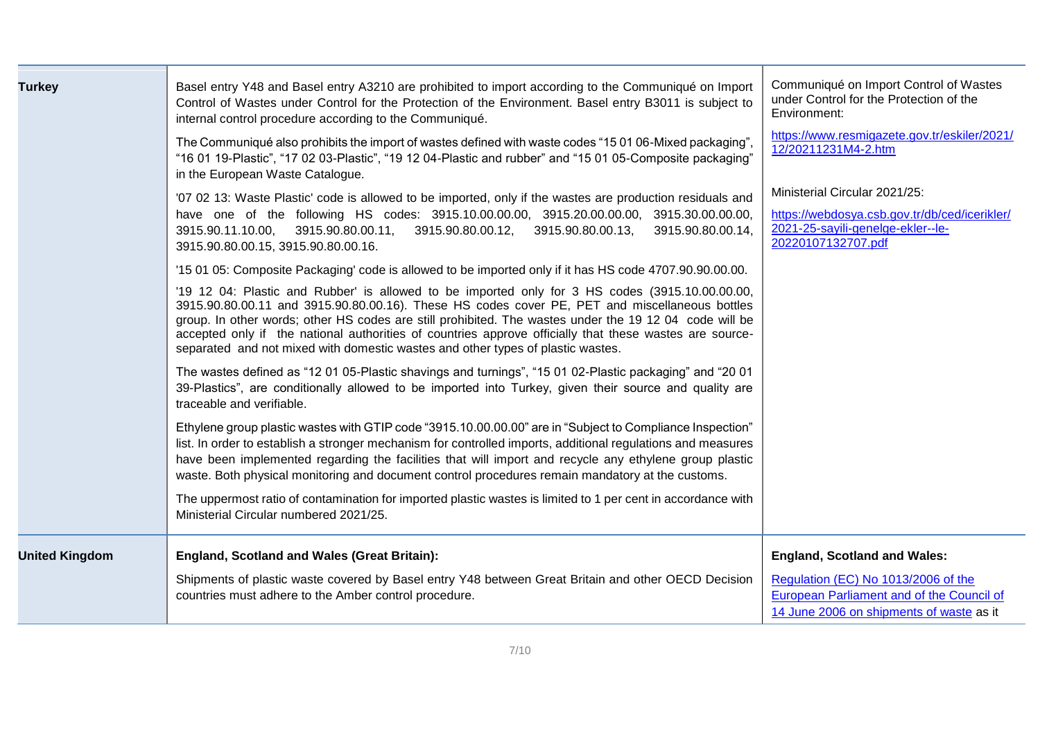| | | |
|---|---|---|
| **Turkey** | Basel entry Y48 and Basel entry A3210 are prohibited to import according to the Communiqué on Import Control of Wastes under Control for the Protection of the Environment. Basel entry B3011 is subject to internal control procedure according to the Communiqué.<br><br>The Communiqué also prohibits the import of wastes defined with waste codes "15 01 06-Mixed packaging", "16 01 19-Plastic", "17 02 03-Plastic", "19 12 04-Plastic and rubber" and "15 01 05-Composite packaging" in the European Waste Catalogue.<br><br>'07 02 13: Waste Plastic' code is allowed to be imported, only if the wastes are production residuals and have one of the following HS codes: 3915.10.00.00.00, 3915.20.00.00.00, 3915.30.00.00.00, 3915.90.11.10.00, 3915.90.80.00.11, 3915.90.80.00.12, 3915.90.80.00.13, 3915.90.80.00.14, 3915.90.80.00.15, 3915.90.80.00.16.<br><br>'15 01 05: Composite Packaging' code is allowed to be imported only if it has HS code 4707.90.90.00.00.<br><br>'19 12 04: Plastic and Rubber' is allowed to be imported only for 3 HS codes (3915.10.00.00.00, 3915.90.80.00.11 and 3915.90.80.00.16). These HS codes cover PE, PET and miscellaneous bottles group. In other words; other HS codes are still prohibited. The wastes under the 19 12 04 code will be accepted only if the national authorities of countries approve officially that these wastes are source-separated and not mixed with domestic wastes and other types of plastic wastes.<br><br>The wastes defined as "12 01 05-Plastic shavings and turnings", "15 01 02-Plastic packaging" and "20 01 39-Plastics", are conditionally allowed to be imported into Turkey, given their source and quality are traceable and verifiable.<br><br>Ethylene group plastic wastes with GTIP code "3915.10.00.00.00" are in "Subject to Compliance Inspection" list. In order to establish a stronger mechanism for controlled imports, additional regulations and measures have been implemented regarding the facilities that will import and recycle any ethylene group plastic waste. Both physical monitoring and document control procedures remain mandatory at the customs.<br><br>The uppermost ratio of contamination for imported plastic wastes is limited to 1 per cent in accordance with Ministerial Circular numbered 2021/25. | Communiqué on Import Control of Wastes under Control for the Protection of the Environment:<br><br>https://www.resmigazete.gov.tr/eskiler/2021/12/20211231M4-2.htm<br><br>Ministerial Circular 2021/25:<br><br>https://webdosya.csb.gov.tr/db/ced/icerikler/2021-25-sayili-genelge-ekler--le-20220107132707.pdf |
| **United Kingdom** | **England, Scotland and Wales (Great Britain):**<br><br>Shipments of plastic waste covered by Basel entry Y48 between Great Britain and other OECD Decision countries must adhere to the Amber control procedure. | **England, Scotland and Wales:**<br><br>Regulation (EC) No 1013/2006 of the European Parliament and of the Council of 14 June 2006 on shipments of waste as it |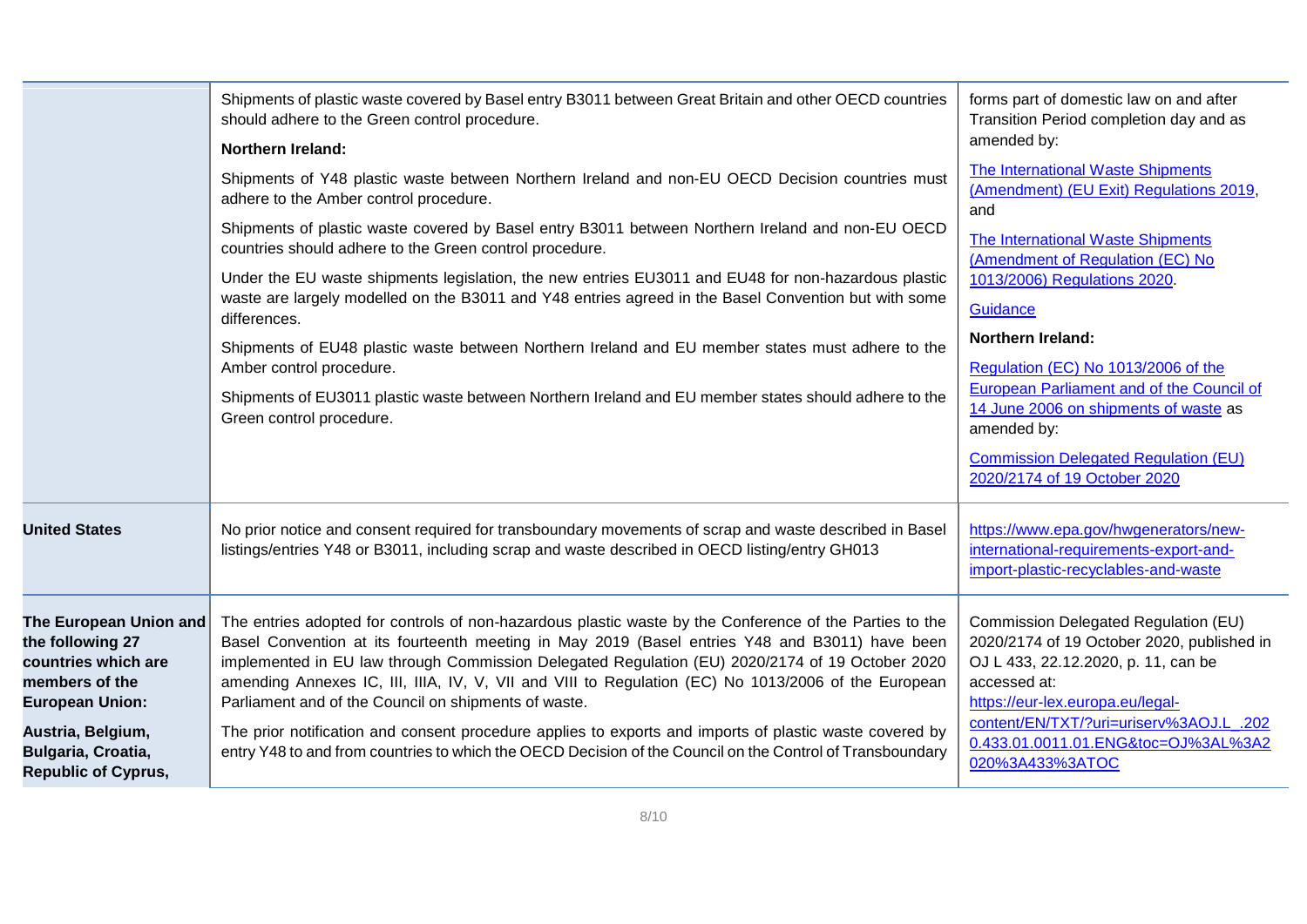| | | |
|---|---|---|
| | Shipments of plastic waste covered by Basel entry B3011 between Great Britain and other OECD countries should adhere to the Green control procedure.<br><br>**Northern Ireland:**<br><br>Shipments of Y48 plastic waste between Northern Ireland and non-EU OECD Decision countries must adhere to the Amber control procedure.<br><br>Shipments of plastic waste covered by Basel entry B3011 between Northern Ireland and non-EU OECD countries should adhere to the Green control procedure.<br><br>Under the EU waste shipments legislation, the new entries EU3011 and EU48 for non-hazardous plastic waste are largely modelled on the B3011 and Y48 entries agreed in the Basel Convention but with some differences.<br><br>Shipments of EU48 plastic waste between Northern Ireland and EU member states must adhere to the Amber control procedure.<br><br>Shipments of EU3011 plastic waste between Northern Ireland and EU member states should adhere to the Green control procedure. | forms part of domestic law on and after Transition Period completion day and as amended by:<br><br>The International Waste Shipments (Amendment) (EU Exit) Regulations 2019, and<br><br>The International Waste Shipments (Amendment of Regulation (EC) No 1013/2006) Regulations 2020.<br><br>Guidance<br><br>**Northern Ireland:**<br><br>Regulation (EC) No 1013/2006 of the European Parliament and of the Council of 14 June 2006 on shipments of waste as amended by:<br><br>Commission Delegated Regulation (EU) 2020/2174 of 19 October 2020 |
| **United States** | No prior notice and consent required for transboundary movements of scrap and waste described in Basel listings/entries Y48 or B3011, including scrap and waste described in OECD listing/entry GH013 | https://www.epa.gov/hwgenerators/new-international-requirements-export-and-import-plastic-recyclables-and-waste |
| **The European Union and the following 27 countries which are members of the European Union:**<br><br>**Austria, Belgium, Bulgaria, Croatia, Republic of Cyprus,** | The entries adopted for controls of non-hazardous plastic waste by the Conference of the Parties to the Basel Convention at its fourteenth meeting in May 2019 (Basel entries Y48 and B3011) have been implemented in EU law through Commission Delegated Regulation (EU) 2020/2174 of 19 October 2020 amending Annexes IC, III, IIIA, IV, V, VII and VIII to Regulation (EC) No 1013/2006 of the European Parliament and of the Council on shipments of waste.<br><br>The prior notification and consent procedure applies to exports and imports of plastic waste covered by entry Y48 to and from countries to which the OECD Decision of the Council on the Control of Transboundary | Commission Delegated Regulation (EU) 2020/2174 of 19 October 2020, published in OJ L 433, 22.12.2020, p. 11, can be accessed at: https://eur-lex.europa.eu/legal-content/EN/TXT/?uri=uriserv%3AOJ.L_.2020.433.01.0011.01.ENG&toc=OJ%3AL%3A2020%3A433%3ATOC |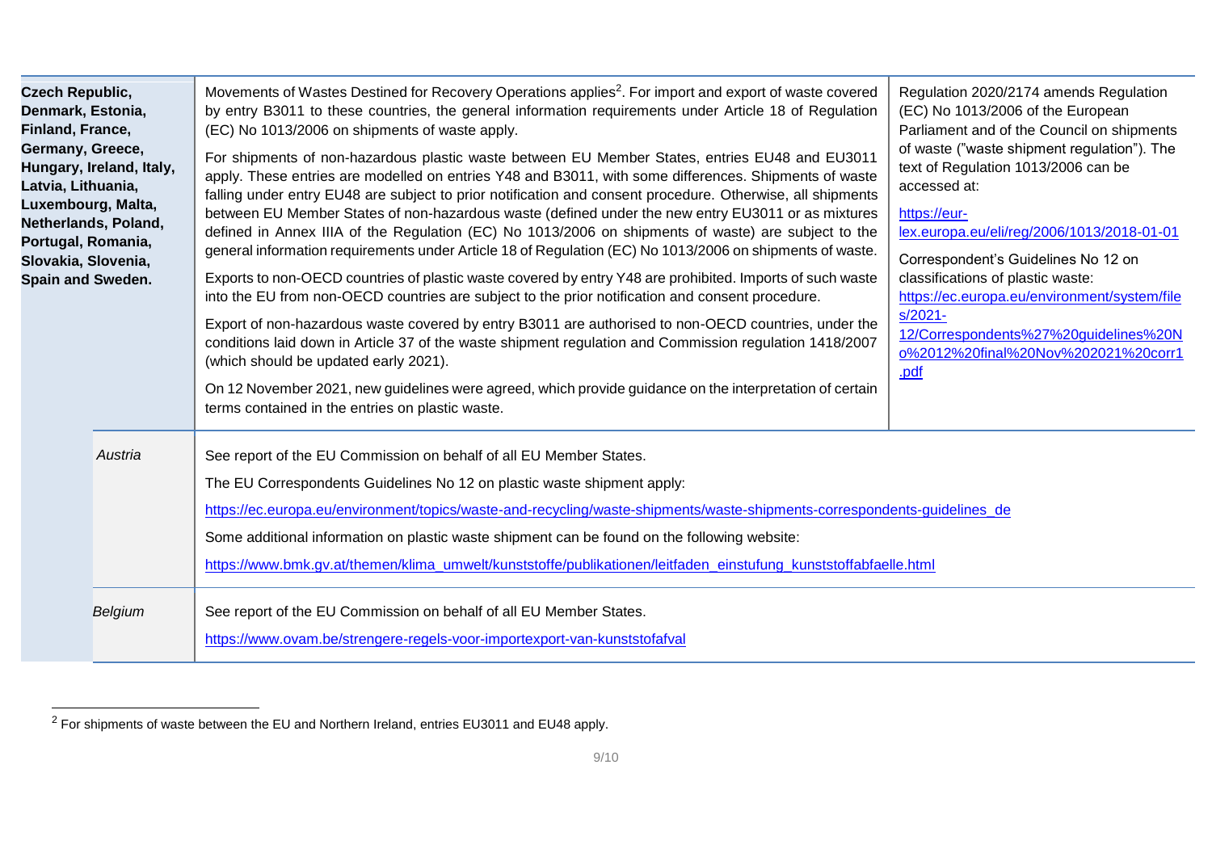| Country | Information | Reference |
| --- | --- | --- |
| **Czech Republic, Denmark, Estonia, Finland, France, Germany, Greece, Hungary, Ireland, Italy, Latvia, Lithuania, Luxembourg, Malta, Netherlands, Poland, Portugal, Romania, Slovakia, Slovenia, Spain and Sweden.** | Movements of Wastes Destined for Recovery Operations applies[2]. For import and export of waste covered by entry B3011 to these countries, the general information requirements under Article 18 of Regulation (EC) No 1013/2006 on shipments of waste apply.<br><br>For shipments of non-hazardous plastic waste between EU Member States, entries EU48 and EU3011 apply. These entries are modelled on entries Y48 and B3011, with some differences. Shipments of waste falling under entry EU48 are subject to prior notification and consent procedure. Otherwise, all shipments between EU Member States of non-hazardous waste (defined under the new entry EU3011 or as mixtures defined in Annex IIIA of the Regulation (EC) No 1013/2006 on shipments of waste) are subject to the general information requirements under Article 18 of Regulation (EC) No 1013/2006 on shipments of waste.<br><br>Exports to non-OECD countries of plastic waste covered by entry Y48 are prohibited. Imports of such waste into the EU from non-OECD countries are subject to the prior notification and consent procedure.<br><br>Export of non-hazardous waste covered by entry B3011 are authorised to non-OECD countries, under the conditions laid down in Article 37 of the waste shipment regulation and Commission regulation 1418/2007 (which should be updated early 2021).<br><br>On 12 November 2021, new guidelines were agreed, which provide guidance on the interpretation of certain terms contained in the entries on plastic waste. | Regulation 2020/2174 amends Regulation (EC) No 1013/2006 of the European Parliament and of the Council on shipments of waste ("waste shipment regulation"). The text of Regulation 1013/2006 can be accessed at:<br><br>https://eur-lex.europa.eu/eli/reg/2006/1013/2018-01-01<br><br>Correspondent's Guidelines No 12 on classifications of plastic waste: https://ec.europa.eu/environment/system/files/2021-12/Correspondents%27%20guidelines%20No%2012%20final%20Nov%202021%20corr1.pdf |
| *Austria* | See report of the EU Commission on behalf of all EU Member States.<br><br>The EU Correspondents Guidelines No 12 on plastic waste shipment apply:<br><br>https://ec.europa.eu/environment/topics/waste-and-recycling/waste-shipments/waste-shipments-correspondents-guidelines_de<br><br>Some additional information on plastic waste shipment can be found on the following website:<br><br>https://www.bmk.gv.at/themen/klima_umwelt/kunststoffe/publikationen/leitfaden_einstufung_kunststoffabfaelle.html | |
| *Belgium* | See report of the EU Commission on behalf of all EU Member States.<br><br>https://www.ovam.be/strengere-regels-voor-importexport-van-kunststofafval | |

[2] For shipments of waste between the EU and Northern Ireland, entries EU3011 and EU48 apply.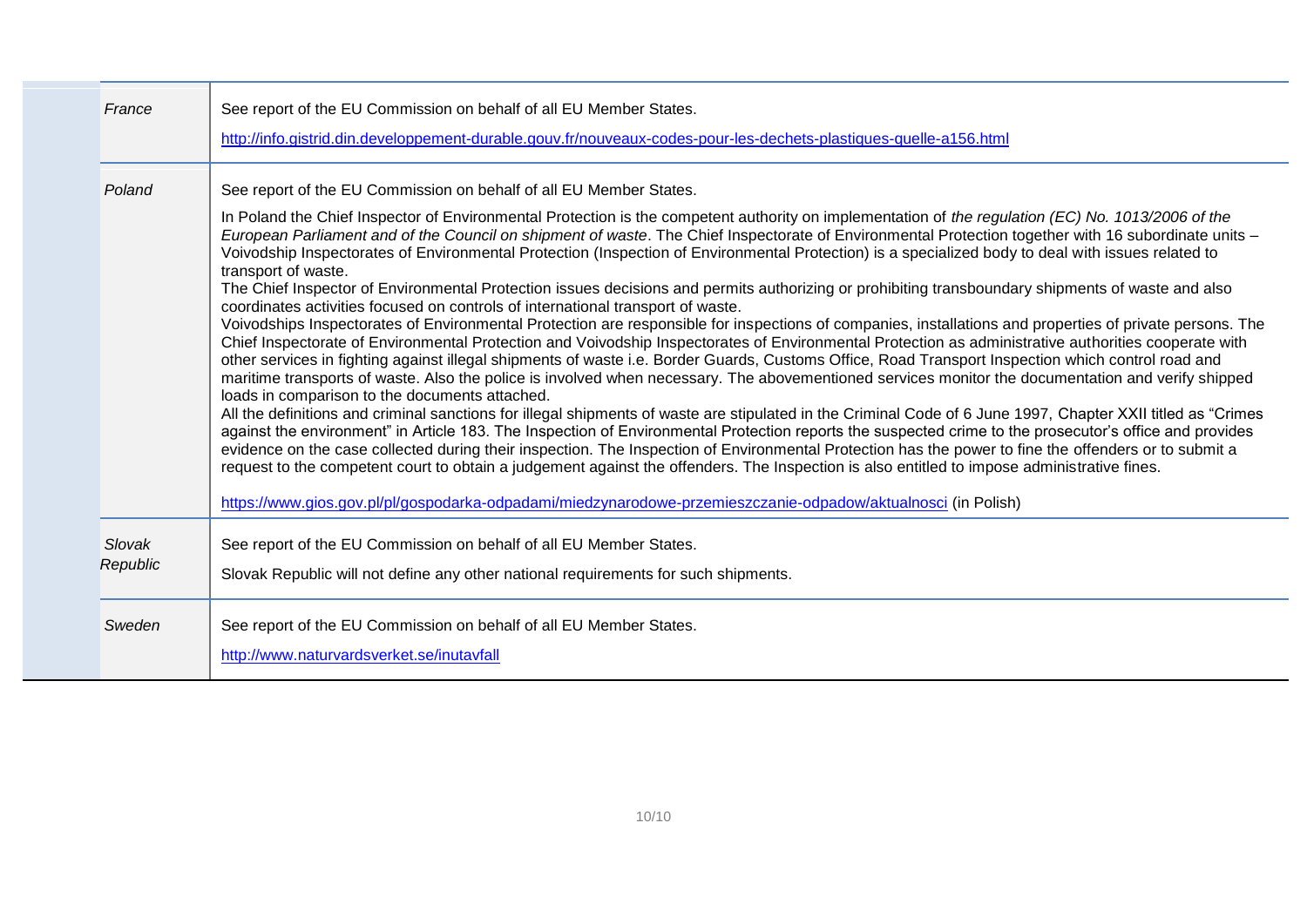| | | |
|---|---|---|
| | *France* | See report of the EU Commission on behalf of all EU Member States.<br><br>[http://info.gistrid.din.developpement-durable.gouv.fr/nouveaux-codes-pour-les-dechets-plastiques-quelle-a156.html](http://info.gistrid.din.developpement-durable.gouv.fr/nouveaux-codes-pour-les-dechets-plastiques-quelle-a156.html) |
| | *Poland* | See report of the EU Commission on behalf of all EU Member States.<br><br>In Poland the Chief Inspector of Environmental Protection is the competent authority on implementation of *the regulation (EC) No. 1013/2006 of the European Parliament and of the Council on shipment of waste*. The Chief Inspectorate of Environmental Protection together with 16 subordinate units – Voivodship Inspectorates of Environmental Protection (Inspection of Environmental Protection) is a specialized body to deal with issues related to transport of waste.<br>The Chief Inspector of Environmental Protection issues decisions and permits authorizing or prohibiting transboundary shipments of waste and also coordinates activities focused on controls of international transport of waste.<br>Voivodships Inspectorates of Environmental Protection are responsible for inspections of companies, installations and properties of private persons. The Chief Inspectorate of Environmental Protection and Voivodship Inspectorates of Environmental Protection as administrative authorities cooperate with other services in fighting against illegal shipments of waste i.e. Border Guards, Customs Office, Road Transport Inspection which control road and maritime transports of waste. Also the police is involved when necessary. The abovementioned services monitor the documentation and verify shipped loads in comparison to the documents attached.<br>All the definitions and criminal sanctions for illegal shipments of waste are stipulated in the Criminal Code of 6 June 1997, Chapter XXII titled as "Crimes against the environment" in Article 183. The Inspection of Environmental Protection reports the suspected crime to the prosecutor's office and provides evidence on the case collected during their inspection. The Inspection of Environmental Protection has the power to fine the offenders or to submit a request to the competent court to obtain a judgement against the offenders. The Inspection is also entitled to impose administrative fines.<br><br>[https://www.gios.gov.pl/pl/gospodarka-odpadami/miedzynarodowe-przemieszczanie-odpadow/aktualnosci](https://www.gios.gov.pl/pl/gospodarka-odpadami/miedzynarodowe-przemieszczanie-odpadow/aktualnosci) (in Polish) |
| | *Slovak Republic* | See report of the EU Commission on behalf of all EU Member States.<br><br>Slovak Republic will not define any other national requirements for such shipments. |
| | *Sweden* | See report of the EU Commission on behalf of all EU Member States.<br><br>[http://www.naturvardsverket.se/inutavfall](http://www.naturvardsverket.se/inutavfall) |